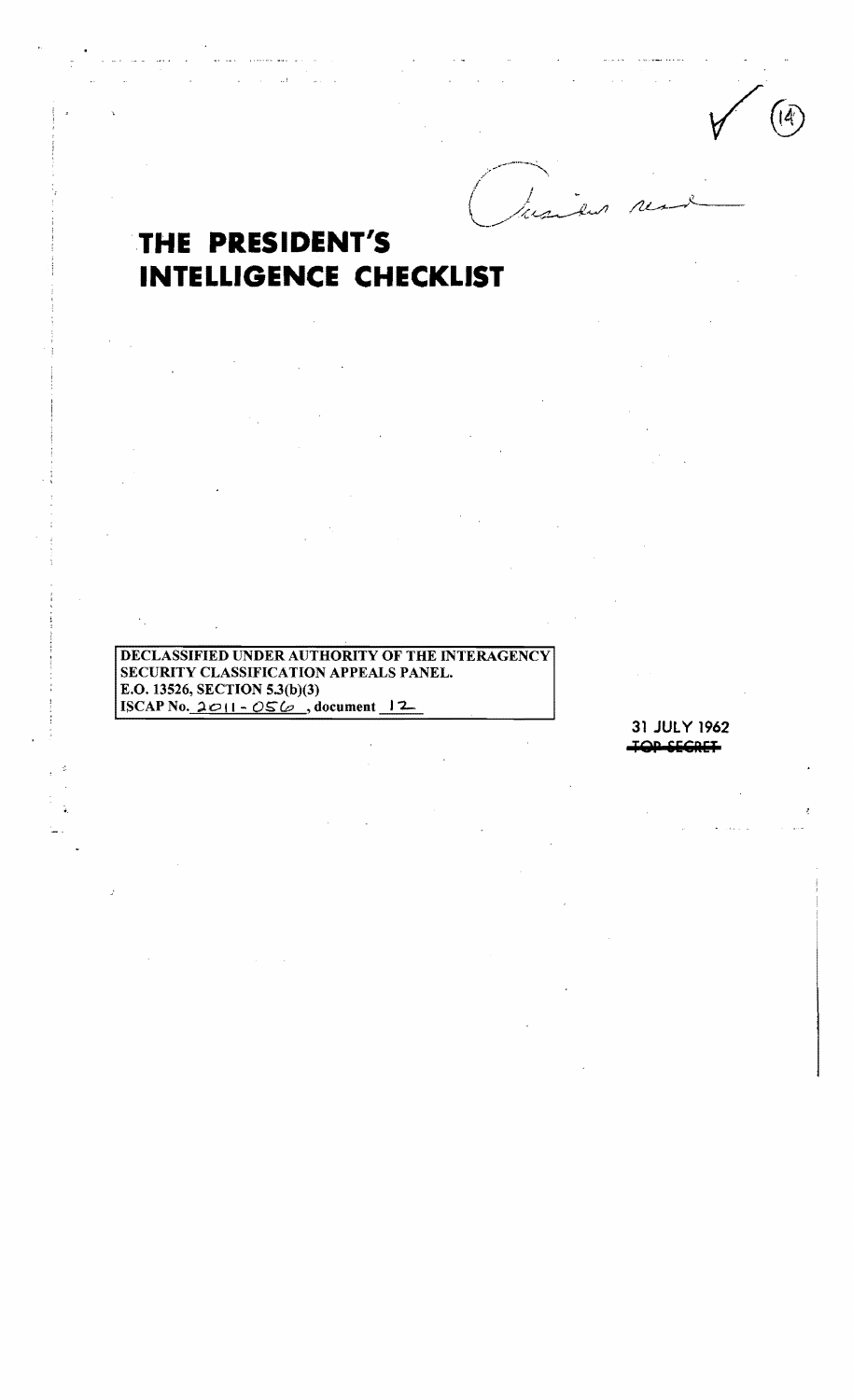President read

# THE PRESIDENT'S INTELLIGENCE CHECKLIST

DECLASSIFIED UNDER AUTHORITY OF THE INTERAGENCY SECURITY CLASSIFICATION APPEALS PANEL.
E.O. 13526, SECTION 5.3(b)(3)
ISCAP No. 2011 - 056, document 12

31 JULY 1962

~~TOP SECRET~~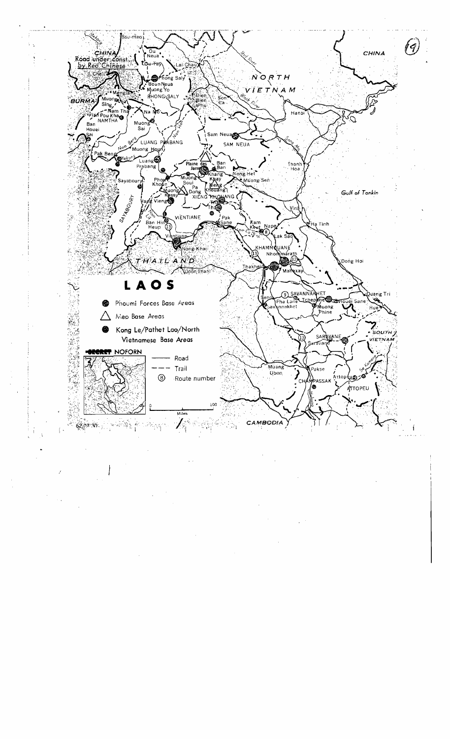# LAOS

- Phoumi Forces Base Areas
- Meo Base Areas
- Kong Le/Pathet Lao/North Vietnamese Base Areas

SECRET NOFORN

- Road
- Trail
- (8) Route number

Road under const. by Red Chinese

62 07 30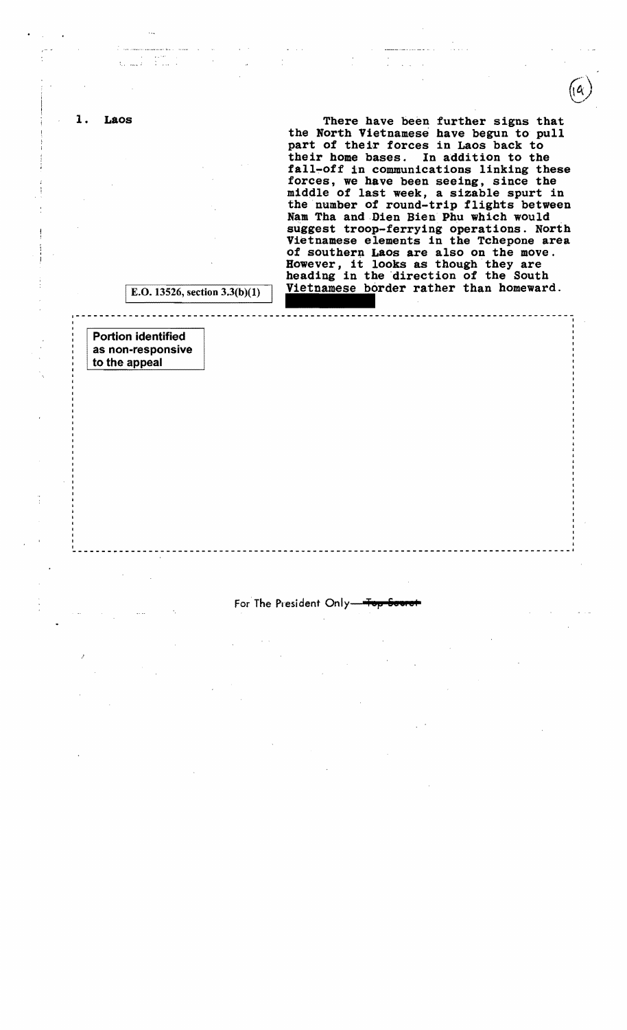## 1. Laos

There have been further signs that the North Vietnamese have begun to pull part of their forces in Laos back to their home bases. In addition to the fall-off in communications linking these forces, we have been seeing, since the middle of last week, a sizable spurt in the number of round-trip flights between Nam Tha and Dien Bien Phu which would suggest troop-ferrying operations. North Vietnamese elements in the Tchepone area of southern Laos are also on the move. However, it looks as though they are heading in the direction of the South Vietnamese border rather than homeward.

E.O. 13526, section 3.3(b)(1)

Portion identified as non-responsive to the appeal

For The President Only—~~Top Secret~~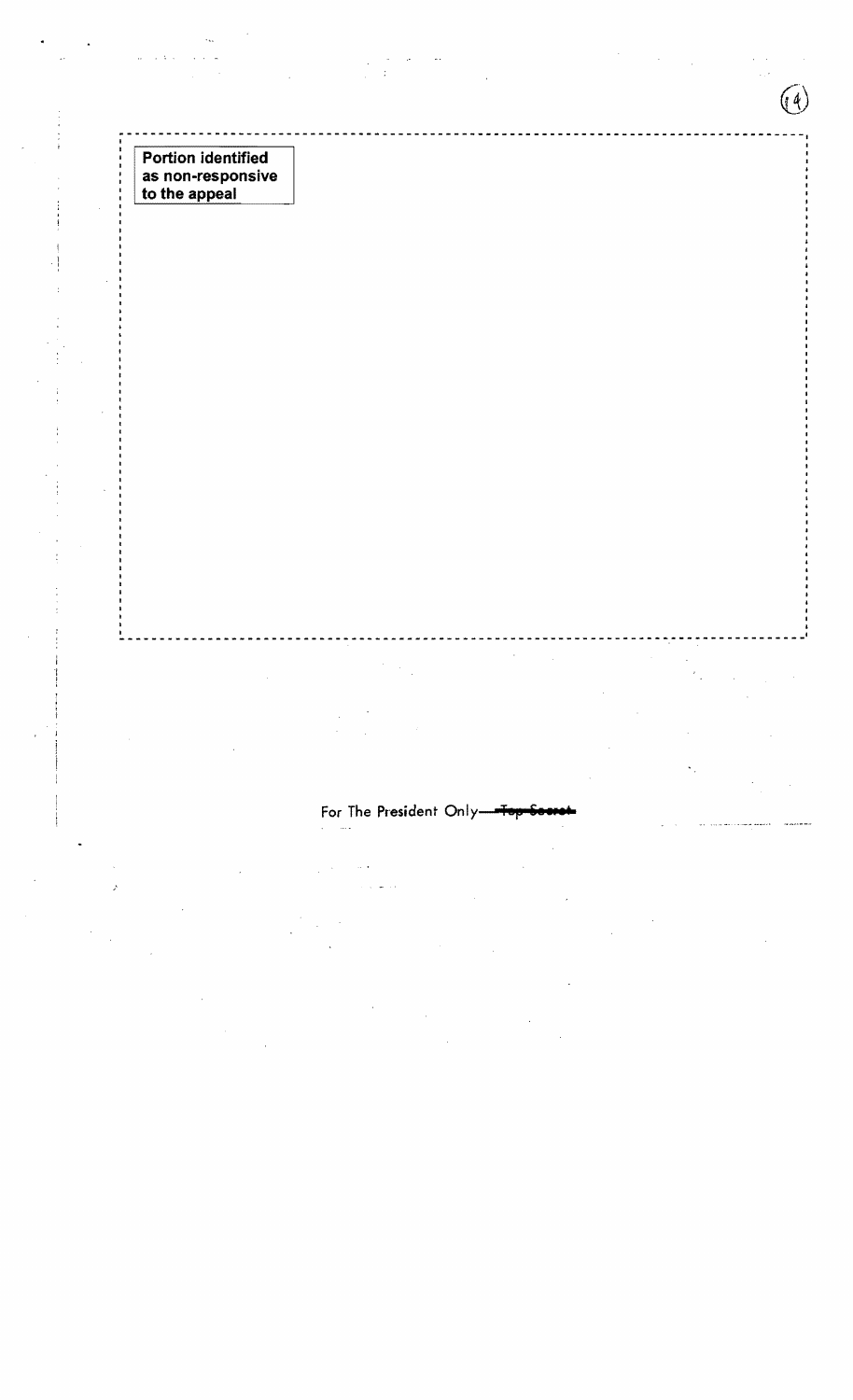Portion identified as non-responsive to the appeal

For The President Only—~~Top Secret~~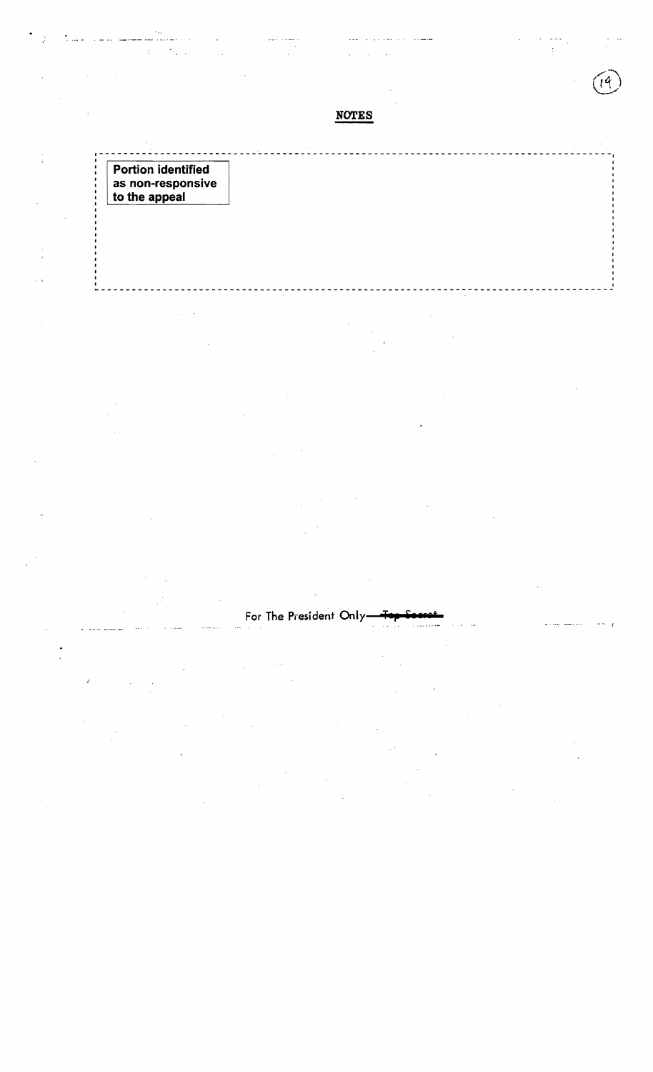## NOTES

Portion identified as non-responsive to the appeal

For The President Only—~~Top Secret~~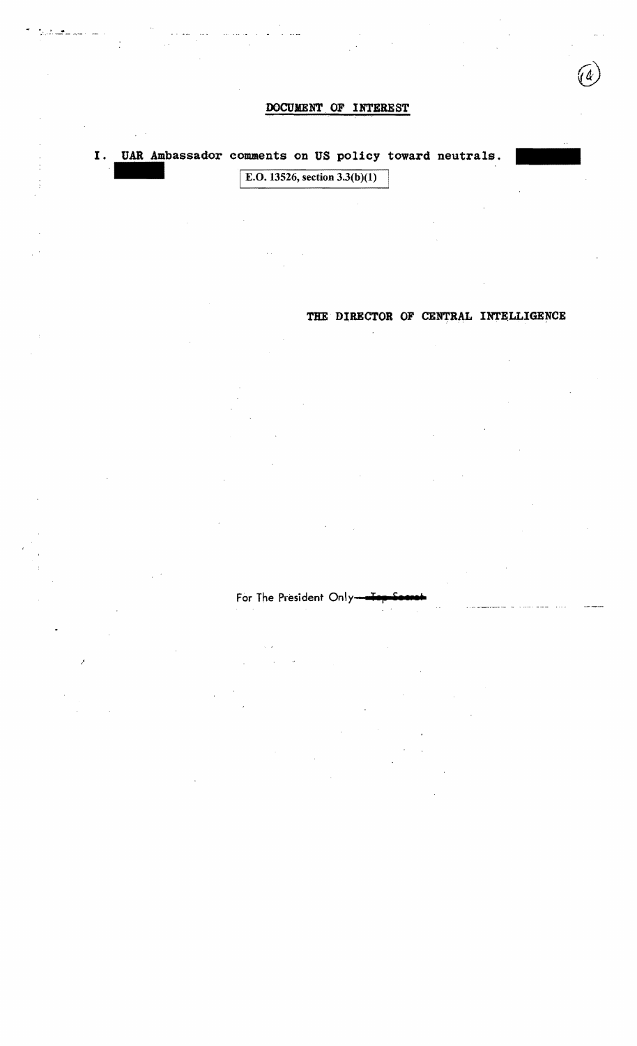# DOCUMENT OF INTEREST

I. UAR Ambassador comments on US policy toward neutrals.

E.O. 13526, section 3.3(b)(1)

THE DIRECTOR OF CENTRAL INTELLIGENCE

For The President Only—~~Top Secret~~